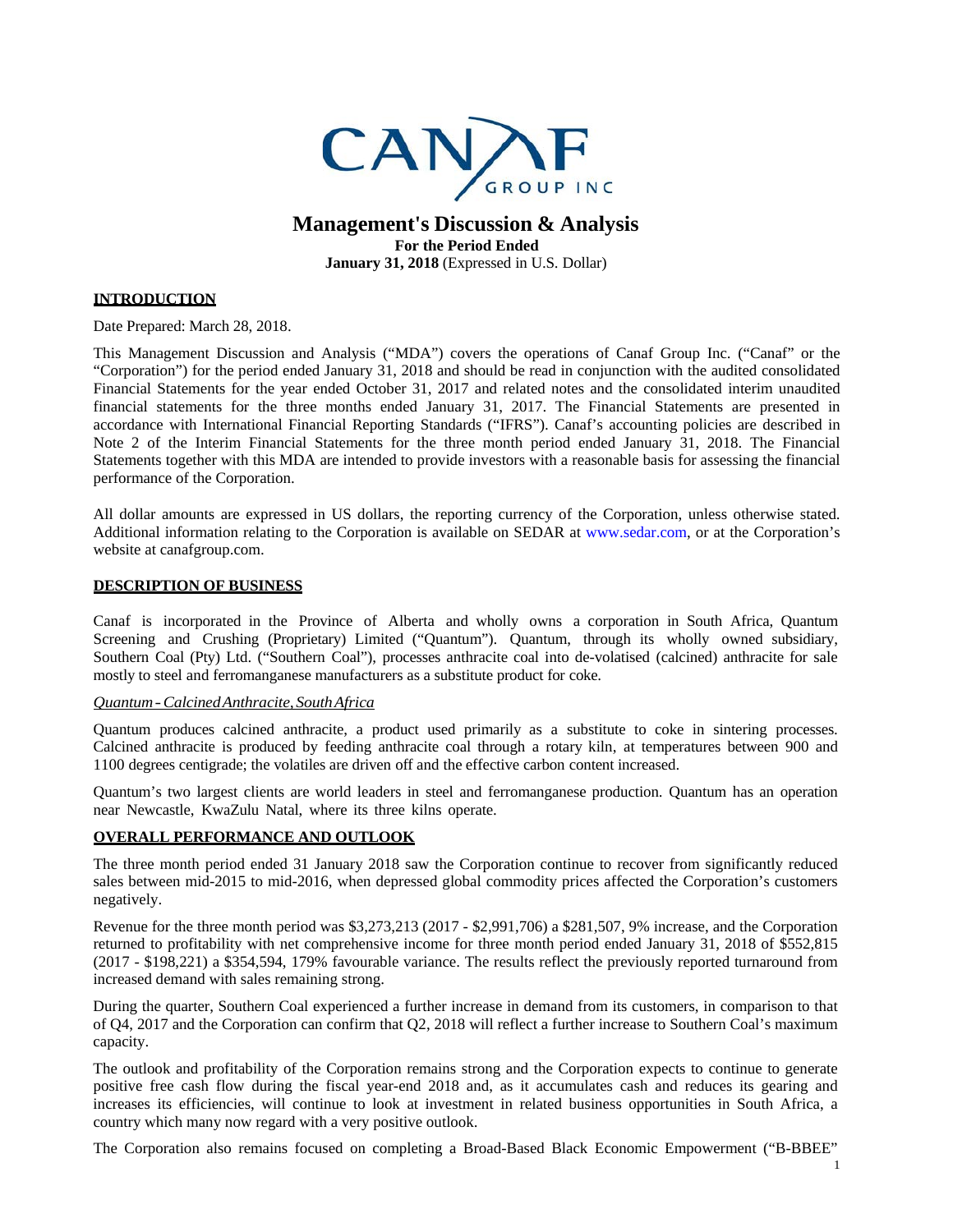# Management's Discussion & Analysis

**For the Period Ended**

**January 31, 2018** (Expressed in U.S. Dollar)

## INTRODUCTION

Date Prepared: March 28, 2018.

This Management Discussion and Analysis ("MDA") covers the operations of Canaf Group Inc. ("Canaf" or the "Corporation") for the period ended January 31, 2018 and should be read in conjunction with the audited consolidated Financial Statements for the year ended October 31, 2017 and related notes and the consolidated interim unaudited financial statements for the three months ended January 31, 2017. The Financial Statements are presented in accordance with International Financial Reporting Standards ("IFRS"). Canaf's accounting policies are described in Note 2 of the Interim Financial Statements for the three month period ended January 31, 2018. The Financial Statements together with this MDA are intended to provide investors with a reasonable basis for assessing the financial performance of the Corporation.

All dollar amounts are expressed in US dollars, the reporting currency of the Corporation, unless otherwise stated. Additional information relating to the Corporation is available on SEDAR at www.sedar.com, or at the Corporation's website at canafgroup.com.

## DESCRIPTION OF BUSINESS

Canaf is incorporated in the Province of Alberta and wholly owns a corporation in South Africa, Quantum Screening and Crushing (Proprietary) Limited ("Quantum"). Quantum, through its wholly owned subsidiary, Southern Coal (Pty) Ltd. ("Southern Coal"), processes anthracite coal into de-volatised (calcined) anthracite for sale mostly to steel and ferromanganese manufacturers as a substitute product for coke.

*Quantum - Calcined Anthracite, South Africa*

Quantum produces calcined anthracite, a product used primarily as a substitute to coke in sintering processes. Calcined anthracite is produced by feeding anthracite coal through a rotary kiln, at temperatures between 900 and 1100 degrees centigrade; the volatiles are driven off and the effective carbon content increased.

Quantum's two largest clients are world leaders in steel and ferromanganese production. Quantum has an operation near Newcastle, KwaZulu Natal, where its three kilns operate.

## OVERALL PERFORMANCE AND OUTLOOK

The three month period ended 31 January 2018 saw the Corporation continue to recover from significantly reduced sales between mid-2015 to mid-2016, when depressed global commodity prices affected the Corporation's customers negatively.

Revenue for the three month period was $3,273,213 (2017 - $2,991,706) a $281,507, 9% increase, and the Corporation returned to profitability with net comprehensive income for three month period ended January 31, 2018 of $552,815 (2017 - $198,221) a $354,594, 179% favourable variance. The results reflect the previously reported turnaround from increased demand with sales remaining strong.

During the quarter, Southern Coal experienced a further increase in demand from its customers, in comparison to that of Q4, 2017 and the Corporation can confirm that Q2, 2018 will reflect a further increase to Southern Coal's maximum capacity.

The outlook and profitability of the Corporation remains strong and the Corporation expects to continue to generate positive free cash flow during the fiscal year-end 2018 and, as it accumulates cash and reduces its gearing and increases its efficiencies, will continue to look at investment in related business opportunities in South Africa, a country which many now regard with a very positive outlook.

The Corporation also remains focused on completing a Broad-Based Black Economic Empowerment ("B-BBEE"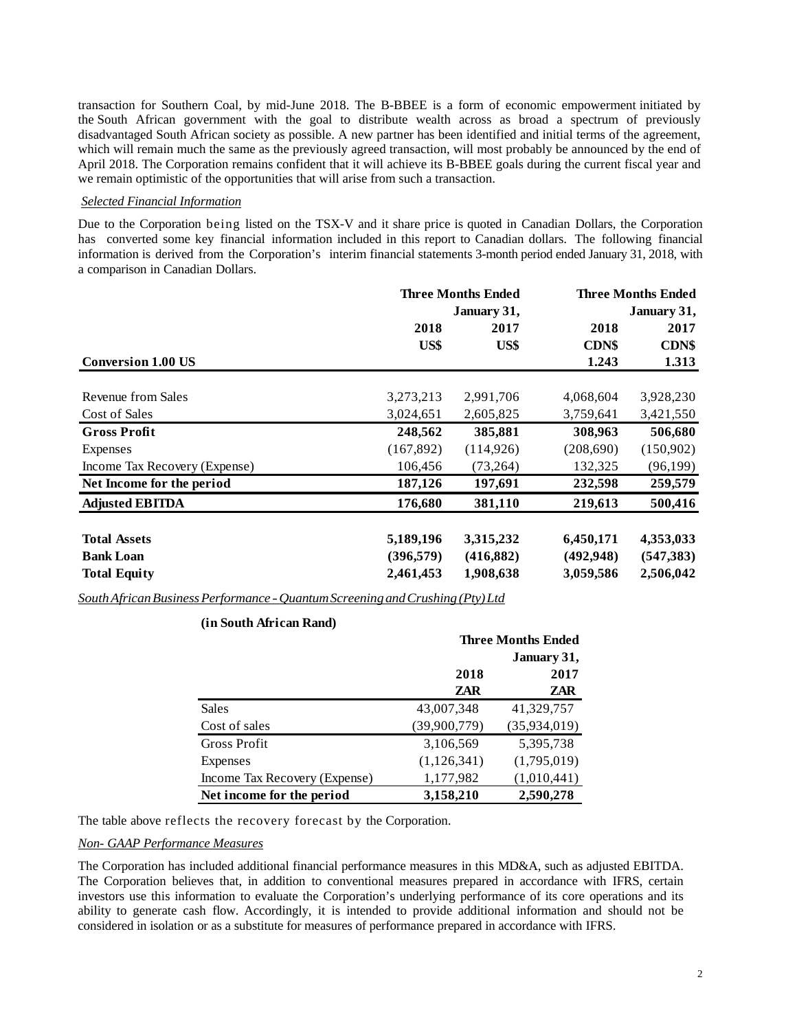transaction for Southern Coal, by mid-June 2018. The B-BBEE is a form of economic empowerment initiated by the South African government with the goal to distribute wealth across as broad a spectrum of previously disadvantaged South African society as possible. A new partner has been identified and initial terms of the agreement, which will remain much the same as the previously agreed transaction, will most probably be announced by the end of April 2018. The Corporation remains confident that it will achieve its B-BBEE goals during the current fiscal year and we remain optimistic of the opportunities that will arise from such a transaction.

*Selected Financial Information*

Due to the Corporation being listed on the TSX-V and it share price is quoted in Canadian Dollars, the Corporation has converted some key financial information included in this report to Canadian dollars. The following financial information is derived from the Corporation's interim financial statements 3-month period ended January 31, 2018, with a comparison in Canadian Dollars.

| | **Three Months Ended January 31,** | | **Three Months Ended January 31,** | |
|---|---|---|---|---|
| | **2018** | **2017** | **2018** | **2017** |
| | **US$** | **US$** | **CDN$** | **CDN$** |
| **Conversion 1.00 US** | | | **1.243** | **1.313** |
| Revenue from Sales | 3,273,213 | 2,991,706 | 4,068,604 | 3,928,230 |
| Cost of Sales | 3,024,651 | 2,605,825 | 3,759,641 | 3,421,550 |
| **Gross Profit** | **248,562** | **385,881** | **308,963** | **506,680** |
| Expenses | (167,892) | (114,926) | (208,690) | (150,902) |
| Income Tax Recovery (Expense) | 106,456 | (73,264) | 132,325 | (96,199) |
| **Net Income for the period** | **187,126** | **197,691** | **232,598** | **259,579** |
| **Adjusted EBITDA** | **176,680** | **381,110** | **219,613** | **500,416** |
| **Total Assets** | **5,189,196** | **3,315,232** | **6,450,171** | **4,353,033** |
| **Bank Loan** | **(396,579)** | **(416,882)** | **(492,948)** | **(547,383)** |
| **Total Equity** | **2,461,453** | **1,908,638** | **3,059,586** | **2,506,042** |

*South African Business Performance - Quantum Screening and Crushing (Pty) Ltd*

**(in South African Rand)**

| | **Three Months Ended January 31,** | |
|---|---|---|
| | **2018** | **2017** |
| | **ZAR** | **ZAR** |
| Sales | 43,007,348 | 41,329,757 |
| Cost of sales | (39,900,779) | (35,934,019) |
| Gross Profit | 3,106,569 | 5,395,738 |
| Expenses | (1,126,341) | (1,795,019) |
| Income Tax Recovery (Expense) | 1,177,982 | (1,010,441) |
| **Net income for the period** | **3,158,210** | **2,590,278** |

The table above reflects the recovery forecast by the Corporation.

*Non- GAAP Performance Measures*

The Corporation has included additional financial performance measures in this MD&A, such as adjusted EBITDA. The Corporation believes that, in addition to conventional measures prepared in accordance with IFRS, certain investors use this information to evaluate the Corporation's underlying performance of its core operations and its ability to generate cash flow. Accordingly, it is intended to provide additional information and should not be considered in isolation or as a substitute for measures of performance prepared in accordance with IFRS.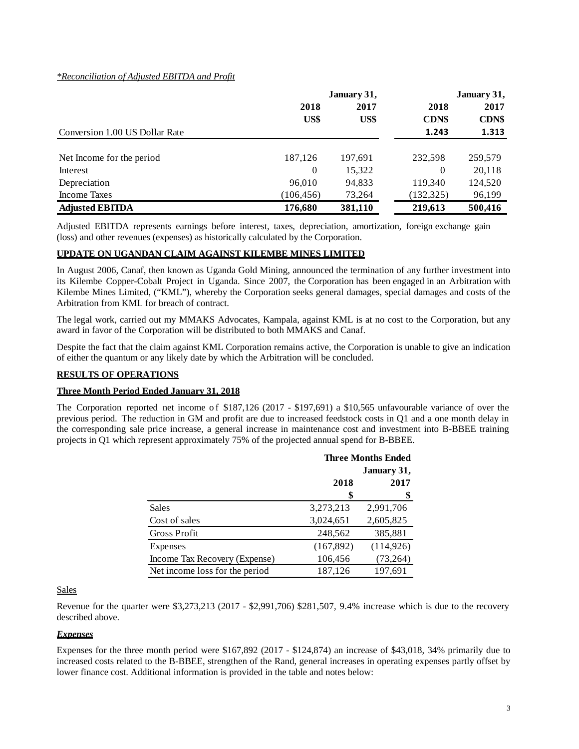*Reconciliation of Adjusted EBITDA and Profit*

| | January 31, | | January 31, | |
|---|---|---|---|---|
| | 2018 | 2017 | 2018 | 2017 |
| | US$ | US$ | CDN$ | CDN$ |
| Conversion 1.00 US Dollar Rate | | | 1.243 | 1.313 |
| Net Income for the period | 187,126 | 197,691 | 232,598 | 259,579 |
| Interest | 0 | 15,322 | 0 | 20,118 |
| Depreciation | 96,010 | 94,833 | 119,340 | 124,520 |
| Income Taxes | (106,456) | 73,264 | (132,325) | 96,199 |
| **Adjusted EBITDA** | **176,680** | **381,110** | **219,613** | **500,416** |

Adjusted EBITDA represents earnings before interest, taxes, depreciation, amortization, foreign exchange gain (loss) and other revenues (expenses) as historically calculated by the Corporation.

## UPDATE ON UGANDAN CLAIM AGAINST KILEMBE MINES LIMITED

In August 2006, Canaf, then known as Uganda Gold Mining, announced the termination of any further investment into its Kilembe Copper-Cobalt Project in Uganda. Since 2007, the Corporation has been engaged in an Arbitration with Kilembe Mines Limited, ("KML"), whereby the Corporation seeks general damages, special damages and costs of the Arbitration from KML for breach of contract.

The legal work, carried out my MMAKS Advocates, Kampala, against KML is at no cost to the Corporation, but any award in favor of the Corporation will be distributed to both MMAKS and Canaf.

Despite the fact that the claim against KML Corporation remains active, the Corporation is unable to give an indication of either the quantum or any likely date by which the Arbitration will be concluded.

## RESULTS OF OPERATIONS

### Three Month Period Ended January 31, 2018

The Corporation reported net income of $187,126 (2017 - $197,691) a $10,565 unfavourable variance of over the previous period. The reduction in GM and profit are due to increased feedstock costs in Q1 and a one month delay in the corresponding sale price increase, a general increase in maintenance cost and investment into B-BBEE training projects in Q1 which represent approximately 75% of the projected annual spend for B-BBEE.

| | Three Months Ended January 31, | |
|---|---|---|
| | 2018 | 2017 |
| | $ | $ |
| Sales | 3,273,213 | 2,991,706 |
| Cost of sales | 3,024,651 | 2,605,825 |
| Gross Profit | 248,562 | 385,881 |
| Expenses | (167,892) | (114,926) |
| Income Tax Recovery (Expense) | 106,456 | (73,264) |
| Net income loss for the period | 187,126 | 197,691 |

Sales

Revenue for the quarter were $3,273,213 (2017 - $2,991,706) $281,507, 9.4% increase which is due to the recovery described above.

***Expenses***

Expenses for the three month period were $167,892 (2017 - $124,874) an increase of $43,018, 34% primarily due to increased costs related to the B-BBEE, strengthen of the Rand, general increases in operating expenses partly offset by lower finance cost. Additional information is provided in the table and notes below: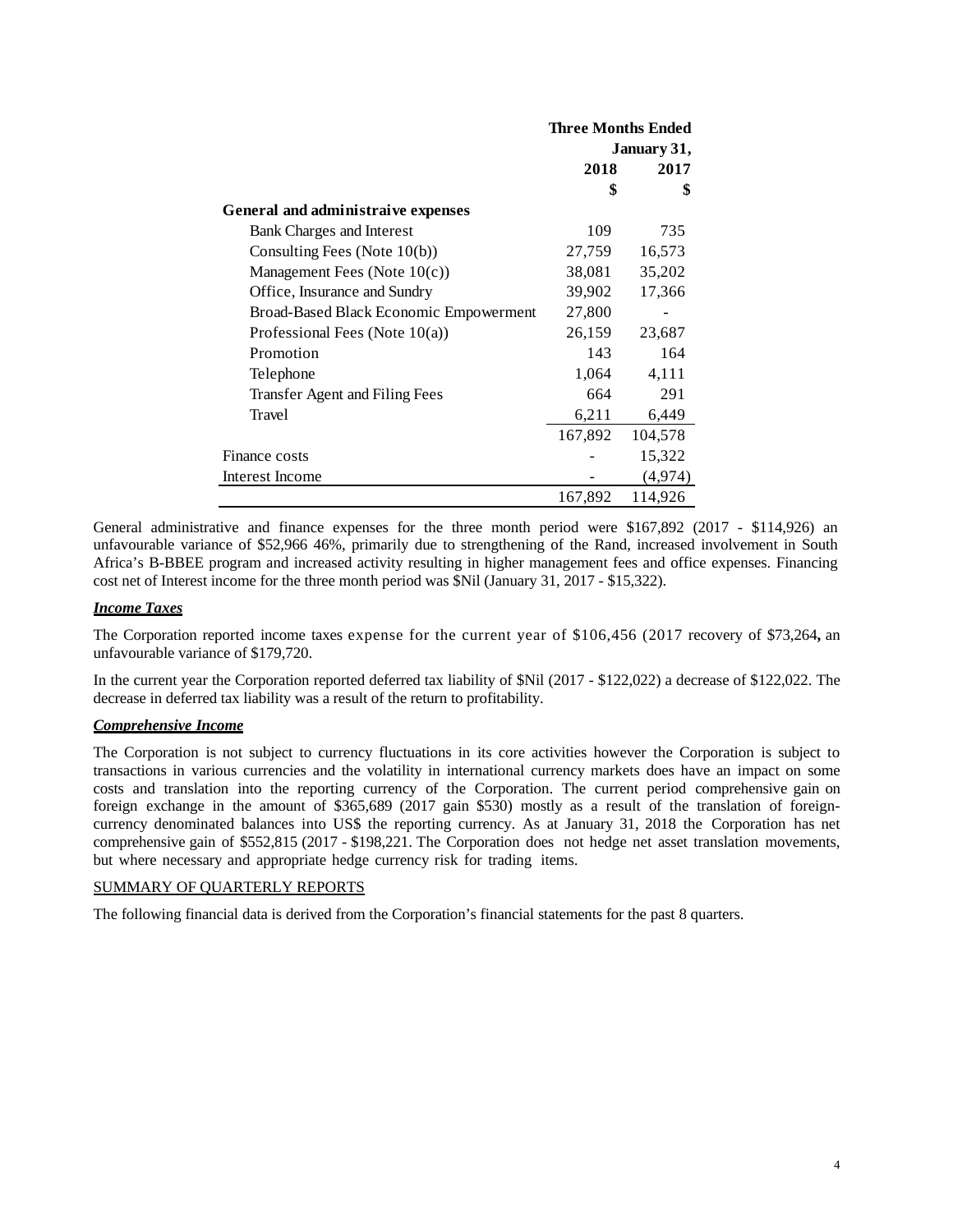| | Three Months Ended January 31, | |
|---|---|---|
| | 2018 | 2017 |
| | $ | $ |
| **General and administraive expenses** | | |
| Bank Charges and Interest | 109 | 735 |
| Consulting Fees (Note 10(b)) | 27,759 | 16,573 |
| Management Fees (Note 10(c)) | 38,081 | 35,202 |
| Office, Insurance and Sundry | 39,902 | 17,366 |
| Broad-Based Black Economic Empowerment | 27,800 | - |
| Professional Fees (Note 10(a)) | 26,159 | 23,687 |
| Promotion | 143 | 164 |
| Telephone | 1,064 | 4,111 |
| Transfer Agent and Filing Fees | 664 | 291 |
| Travel | 6,211 | 6,449 |
| | 167,892 | 104,578 |
| Finance costs | - | 15,322 |
| Interest Income | - | (4,974) |
| | 167,892 | 114,926 |

General administrative and finance expenses for the three month period were $167,892 (2017 - $114,926) an unfavourable variance of $52,966 46%, primarily due to strengthening of the Rand, increased involvement in South Africa's B-BBEE program and increased activity resulting in higher management fees and office expenses. Financing cost net of Interest income for the three month period was $Nil (January 31, 2017 - $15,322).

***Income Taxes***

The Corporation reported income taxes expense for the current year of $106,456 (2017 recovery of $73,264**,** an unfavourable variance of $179,720.

In the current year the Corporation reported deferred tax liability of $Nil (2017 - $122,022) a decrease of $122,022. The decrease in deferred tax liability was a result of the return to profitability.

***Comprehensive Income***

The Corporation is not subject to currency fluctuations in its core activities however the Corporation is subject to transactions in various currencies and the volatility in international currency markets does have an impact on some costs and translation into the reporting currency of the Corporation. The current period comprehensive gain on foreign exchange in the amount of $365,689 (2017 gain $530) mostly as a result of the translation of foreign-currency denominated balances into US$ the reporting currency. As at January 31, 2018 the Corporation has net comprehensive gain of $552,815 (2017 - $198,221. The Corporation does not hedge net asset translation movements, but where necessary and appropriate hedge currency risk for trading items.

SUMMARY OF QUARTERLY REPORTS

The following financial data is derived from the Corporation's financial statements for the past 8 quarters.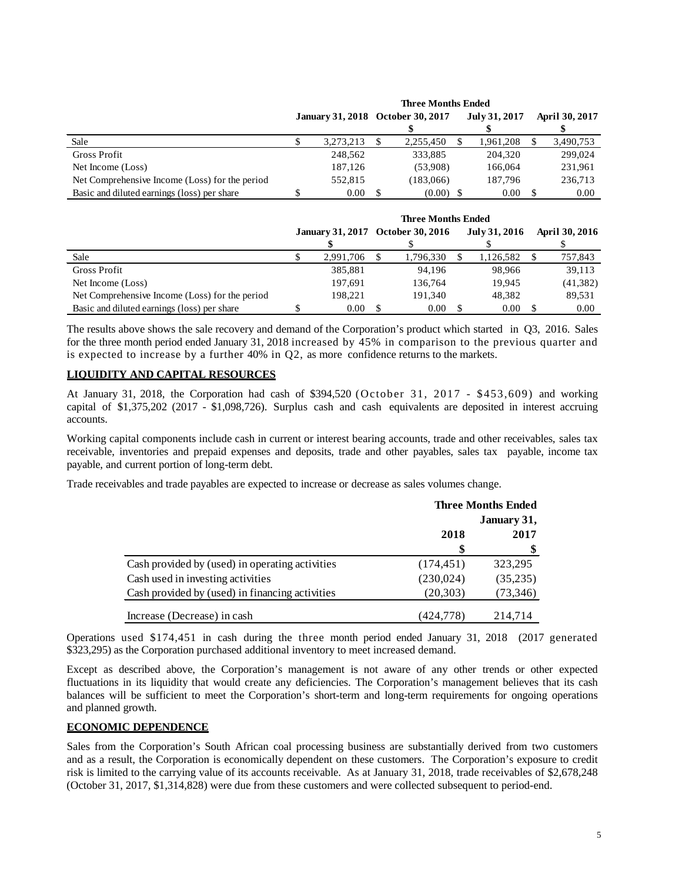| | Three Months Ended | | | |
|---|---|---|---|---|
| | January 31, 2018 | October 30, 2017 | July 31, 2017 | April 30, 2017 |
| | $ | $ | $ | $ |
| Sale | $ 3,273,213 | $ 2,255,450 | $ 1,961,208 | $ 3,490,753 |
| Gross Profit | 248,562 | 333,885 | 204,320 | 299,024 |
| Net Income (Loss) | 187,126 | (53,908) | 166,064 | 231,961 |
| Net Comprehensive Income (Loss) for the period | 552,815 | (183,066) | 187,796 | 236,713 |
| Basic and diluted earnings (loss) per share | $ 0.00 | $ (0.00) | $ 0.00 | $ 0.00 |

| | Three Months Ended | | | |
|---|---|---|---|---|
| | January 31, 2017 | October 30, 2016 | July 31, 2016 | April 30, 2016 |
| | $ | $ | $ | $ |
| Sale | $ 2,991,706 | $ 1,796,330 | $ 1,126,582 | $ 757,843 |
| Gross Profit | 385,881 | 94,196 | 98,966 | 39,113 |
| Net Income (Loss) | 197,691 | 136,764 | 19,945 | (41,382) |
| Net Comprehensive Income (Loss) for the period | 198,221 | 191,340 | 48,382 | 89,531 |
| Basic and diluted earnings (loss) per share | $ 0.00 | $ 0.00 | $ 0.00 | $ 0.00 |

The results above shows the sale recovery and demand of the Corporation's product which started in Q3, 2016. Sales for the three month period ended January 31, 2018 increased by 45% in comparison to the previous quarter and is expected to increase by a further 40% in Q2, as more confidence returns to the markets.

## LIQUIDITY AND CAPITAL RESOURCES

At January 31, 2018, the Corporation had cash of $394,520 (October 31, 2017 - $453,609) and working capital of $1,375,202 (2017 - $1,098,726). Surplus cash and cash equivalents are deposited in interest accruing accounts.

Working capital components include cash in current or interest bearing accounts, trade and other receivables, sales tax receivable, inventories and prepaid expenses and deposits, trade and other payables, sales tax payable, income tax payable, and current portion of long-term debt.

Trade receivables and trade payables are expected to increase or decrease as sales volumes change.

| | Three Months Ended January 31, | |
|---|---|---|
| | 2018 | 2017 |
| | $ | $ |
| Cash provided by (used) in operating activities | (174,451) | 323,295 |
| Cash used in investing activities | (230,024) | (35,235) |
| Cash provided by (used) in financing activities | (20,303) | (73,346) |
| Increase (Decrease) in cash | (424,778) | 214,714 |

Operations used $174,451 in cash during the three month period ended January 31, 2018 (2017 generated $323,295) as the Corporation purchased additional inventory to meet increased demand.

Except as described above, the Corporation's management is not aware of any other trends or other expected fluctuations in its liquidity that would create any deficiencies. The Corporation's management believes that its cash balances will be sufficient to meet the Corporation's short-term and long-term requirements for ongoing operations and planned growth.

## ECONOMIC DEPENDENCE

Sales from the Corporation's South African coal processing business are substantially derived from two customers and as a result, the Corporation is economically dependent on these customers. The Corporation's exposure to credit risk is limited to the carrying value of its accounts receivable. As at January 31, 2018, trade receivables of $2,678,248 (October 31, 2017, $1,314,828) were due from these customers and were collected subsequent to period-end.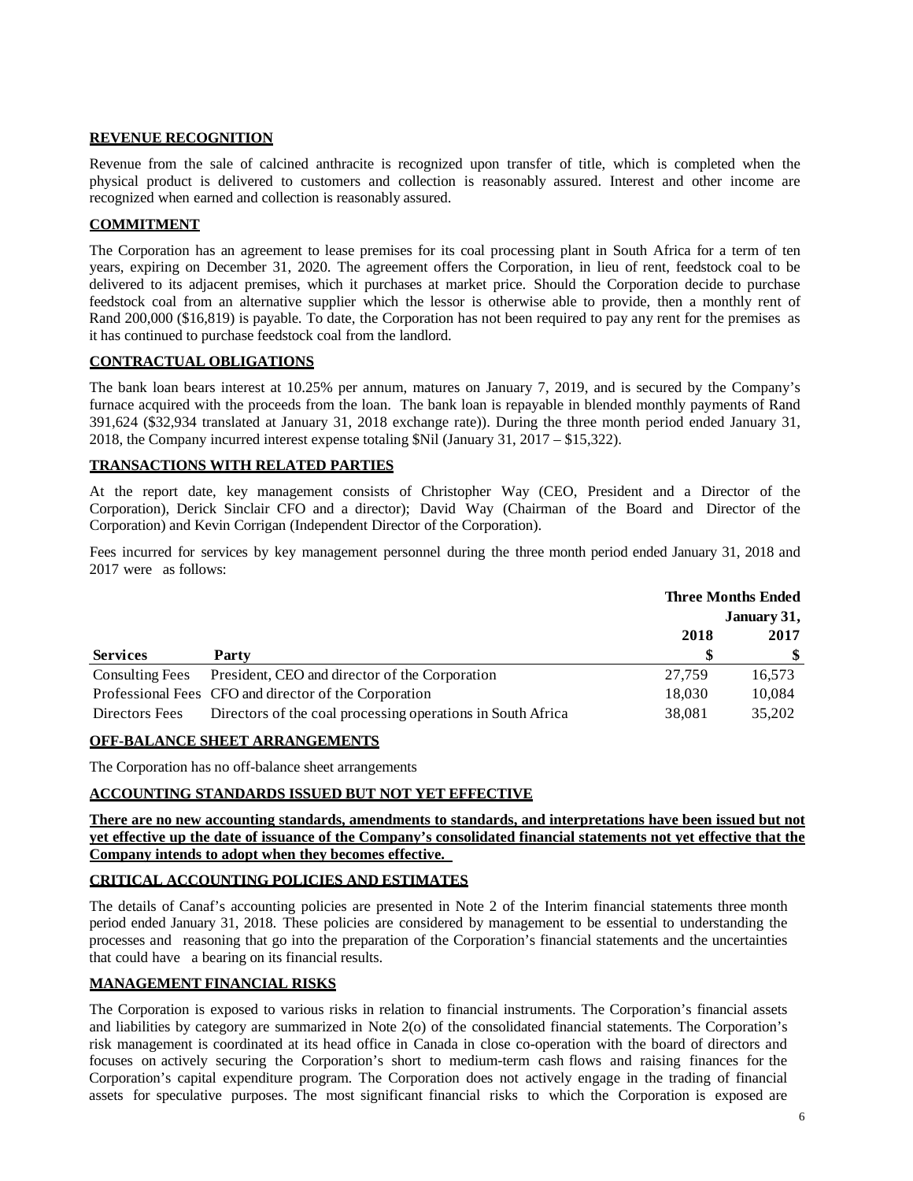## REVENUE RECOGNITION

Revenue from the sale of calcined anthracite is recognized upon transfer of title, which is completed when the physical product is delivered to customers and collection is reasonably assured. Interest and other income are recognized when earned and collection is reasonably assured.

## COMMITMENT

The Corporation has an agreement to lease premises for its coal processing plant in South Africa for a term of ten years, expiring on December 31, 2020. The agreement offers the Corporation, in lieu of rent, feedstock coal to be delivered to its adjacent premises, which it purchases at market price. Should the Corporation decide to purchase feedstock coal from an alternative supplier which the lessor is otherwise able to provide, then a monthly rent of Rand 200,000 ($16,819) is payable. To date, the Corporation has not been required to pay any rent for the premises as it has continued to purchase feedstock coal from the landlord.

## CONTRACTUAL OBLIGATIONS

The bank loan bears interest at 10.25% per annum, matures on January 7, 2019, and is secured by the Company's furnace acquired with the proceeds from the loan. The bank loan is repayable in blended monthly payments of Rand 391,624 ($32,934 translated at January 31, 2018 exchange rate)). During the three month period ended January 31, 2018, the Company incurred interest expense totaling $Nil (January 31, 2017 – $15,322).

## TRANSACTIONS WITH RELATED PARTIES

At the report date, key management consists of Christopher Way (CEO, President and a Director of the Corporation), Derick Sinclair CFO and a director); David Way (Chairman of the Board and Director of the Corporation) and Kevin Corrigan (Independent Director of the Corporation).

Fees incurred for services by key management personnel during the three month period ended January 31, 2018 and 2017 were as follows:

| | | Three Months Ended January 31, | |
|---|---|---|---|
| | | 2018 | 2017 |
| **Services** | **Party** | **$** | **$** |
| Consulting Fees | President, CEO and director of the Corporation | 27,759 | 16,573 |
| Professional Fees | CFO and director of the Corporation | 18,030 | 10,084 |
| Directors Fees | Directors of the coal processing operations in South Africa | 38,081 | 35,202 |

## OFF-BALANCE SHEET ARRANGEMENTS

The Corporation has no off-balance sheet arrangements

## ACCOUNTING STANDARDS ISSUED BUT NOT YET EFFECTIVE

**There are no new accounting standards, amendments to standards, and interpretations have been issued but not yet effective up the date of issuance of the Company's consolidated financial statements not yet effective that the Company intends to adopt when they becomes effective.**

## CRITICAL ACCOUNTING POLICIES AND ESTIMATES

The details of Canaf's accounting policies are presented in Note 2 of the Interim financial statements three month period ended January 31, 2018. These policies are considered by management to be essential to understanding the processes and reasoning that go into the preparation of the Corporation's financial statements and the uncertainties that could have a bearing on its financial results.

## MANAGEMENT FINANCIAL RISKS

The Corporation is exposed to various risks in relation to financial instruments. The Corporation's financial assets and liabilities by category are summarized in Note 2(o) of the consolidated financial statements. The Corporation's risk management is coordinated at its head office in Canada in close co-operation with the board of directors and focuses on actively securing the Corporation's short to medium-term cash flows and raising finances for the Corporation's capital expenditure program. The Corporation does not actively engage in the trading of financial assets for speculative purposes. The most significant financial risks to which the Corporation is exposed are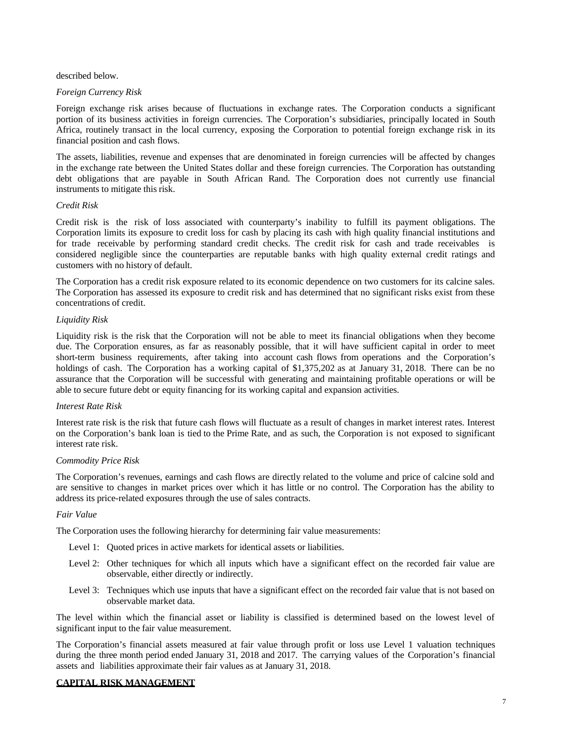described below.

*Foreign Currency Risk*

Foreign exchange risk arises because of fluctuations in exchange rates. The Corporation conducts a significant portion of its business activities in foreign currencies. The Corporation's subsidiaries, principally located in South Africa, routinely transact in the local currency, exposing the Corporation to potential foreign exchange risk in its financial position and cash flows.

The assets, liabilities, revenue and expenses that are denominated in foreign currencies will be affected by changes in the exchange rate between the United States dollar and these foreign currencies. The Corporation has outstanding debt obligations that are payable in South African Rand. The Corporation does not currently use financial instruments to mitigate this risk.

*Credit Risk*

Credit risk is the risk of loss associated with counterparty's inability to fulfill its payment obligations. The Corporation limits its exposure to credit loss for cash by placing its cash with high quality financial institutions and for trade receivable by performing standard credit checks. The credit risk for cash and trade receivables is considered negligible since the counterparties are reputable banks with high quality external credit ratings and customers with no history of default.

The Corporation has a credit risk exposure related to its economic dependence on two customers for its calcine sales. The Corporation has assessed its exposure to credit risk and has determined that no significant risks exist from these concentrations of credit.

*Liquidity Risk*

Liquidity risk is the risk that the Corporation will not be able to meet its financial obligations when they become due. The Corporation ensures, as far as reasonably possible, that it will have sufficient capital in order to meet short-term business requirements, after taking into account cash flows from operations and the Corporation's holdings of cash. The Corporation has a working capital of $1,375,202 as at January 31, 2018. There can be no assurance that the Corporation will be successful with generating and maintaining profitable operations or will be able to secure future debt or equity financing for its working capital and expansion activities.

*Interest Rate Risk*

Interest rate risk is the risk that future cash flows will fluctuate as a result of changes in market interest rates. Interest on the Corporation's bank loan is tied to the Prime Rate, and as such, the Corporation is not exposed to significant interest rate risk.

*Commodity Price Risk*

The Corporation's revenues, earnings and cash flows are directly related to the volume and price of calcine sold and are sensitive to changes in market prices over which it has little or no control. The Corporation has the ability to address its price-related exposures through the use of sales contracts.

*Fair Value*

The Corporation uses the following hierarchy for determining fair value measurements:

- Level 1: Quoted prices in active markets for identical assets or liabilities.
- Level 2: Other techniques for which all inputs which have a significant effect on the recorded fair value are observable, either directly or indirectly.
- Level 3: Techniques which use inputs that have a significant effect on the recorded fair value that is not based on observable market data.

The level within which the financial asset or liability is classified is determined based on the lowest level of significant input to the fair value measurement.

The Corporation's financial assets measured at fair value through profit or loss use Level 1 valuation techniques during the three month period ended January 31, 2018 and 2017. The carrying values of the Corporation's financial assets and liabilities approximate their fair values as at January 31, 2018.

## CAPITAL RISK MANAGEMENT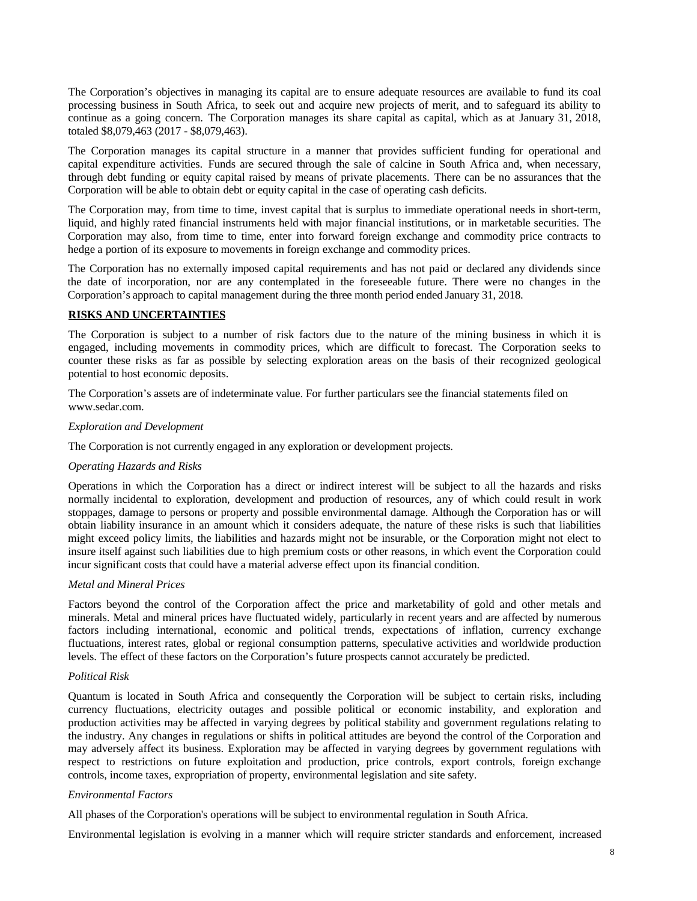The Corporation's objectives in managing its capital are to ensure adequate resources are available to fund its coal processing business in South Africa, to seek out and acquire new projects of merit, and to safeguard its ability to continue as a going concern. The Corporation manages its share capital as capital, which as at January 31, 2018, totaled $8,079,463 (2017 - $8,079,463).

The Corporation manages its capital structure in a manner that provides sufficient funding for operational and capital expenditure activities. Funds are secured through the sale of calcine in South Africa and, when necessary, through debt funding or equity capital raised by means of private placements. There can be no assurances that the Corporation will be able to obtain debt or equity capital in the case of operating cash deficits.

The Corporation may, from time to time, invest capital that is surplus to immediate operational needs in short-term, liquid, and highly rated financial instruments held with major financial institutions, or in marketable securities. The Corporation may also, from time to time, enter into forward foreign exchange and commodity price contracts to hedge a portion of its exposure to movements in foreign exchange and commodity prices.

The Corporation has no externally imposed capital requirements and has not paid or declared any dividends since the date of incorporation, nor are any contemplated in the foreseeable future. There were no changes in the Corporation's approach to capital management during the three month period ended January 31, 2018.

## RISKS AND UNCERTAINTIES

The Corporation is subject to a number of risk factors due to the nature of the mining business in which it is engaged, including movements in commodity prices, which are difficult to forecast. The Corporation seeks to counter these risks as far as possible by selecting exploration areas on the basis of their recognized geological potential to host economic deposits.

The Corporation's assets are of indeterminate value. For further particulars see the financial statements filed on www.sedar.com.

*Exploration and Development*

The Corporation is not currently engaged in any exploration or development projects.

*Operating Hazards and Risks*

Operations in which the Corporation has a direct or indirect interest will be subject to all the hazards and risks normally incidental to exploration, development and production of resources, any of which could result in work stoppages, damage to persons or property and possible environmental damage. Although the Corporation has or will obtain liability insurance in an amount which it considers adequate, the nature of these risks is such that liabilities might exceed policy limits, the liabilities and hazards might not be insurable, or the Corporation might not elect to insure itself against such liabilities due to high premium costs or other reasons, in which event the Corporation could incur significant costs that could have a material adverse effect upon its financial condition.

*Metal and Mineral Prices*

Factors beyond the control of the Corporation affect the price and marketability of gold and other metals and minerals. Metal and mineral prices have fluctuated widely, particularly in recent years and are affected by numerous factors including international, economic and political trends, expectations of inflation, currency exchange fluctuations, interest rates, global or regional consumption patterns, speculative activities and worldwide production levels. The effect of these factors on the Corporation's future prospects cannot accurately be predicted.

*Political Risk*

Quantum is located in South Africa and consequently the Corporation will be subject to certain risks, including currency fluctuations, electricity outages and possible political or economic instability, and exploration and production activities may be affected in varying degrees by political stability and government regulations relating to the industry. Any changes in regulations or shifts in political attitudes are beyond the control of the Corporation and may adversely affect its business. Exploration may be affected in varying degrees by government regulations with respect to restrictions on future exploitation and production, price controls, export controls, foreign exchange controls, income taxes, expropriation of property, environmental legislation and site safety.

*Environmental Factors*

All phases of the Corporation's operations will be subject to environmental regulation in South Africa.

Environmental legislation is evolving in a manner which will require stricter standards and enforcement, increased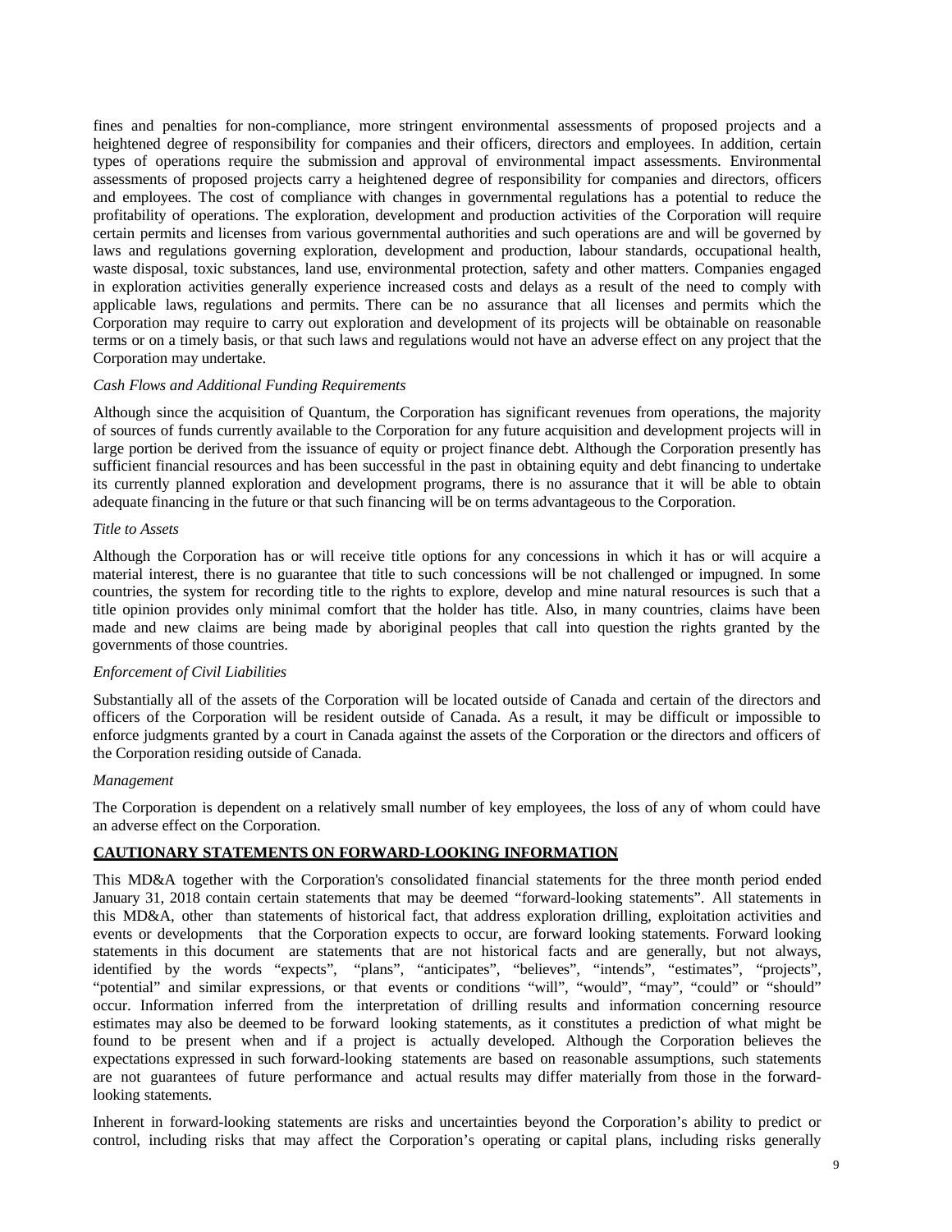fines and penalties for non-compliance, more stringent environmental assessments of proposed projects and a heightened degree of responsibility for companies and their officers, directors and employees. In addition, certain types of operations require the submission and approval of environmental impact assessments. Environmental assessments of proposed projects carry a heightened degree of responsibility for companies and directors, officers and employees. The cost of compliance with changes in governmental regulations has a potential to reduce the profitability of operations. The exploration, development and production activities of the Corporation will require certain permits and licenses from various governmental authorities and such operations are and will be governed by laws and regulations governing exploration, development and production, labour standards, occupational health, waste disposal, toxic substances, land use, environmental protection, safety and other matters. Companies engaged in exploration activities generally experience increased costs and delays as a result of the need to comply with applicable laws, regulations and permits. There can be no assurance that all licenses and permits which the Corporation may require to carry out exploration and development of its projects will be obtainable on reasonable terms or on a timely basis, or that such laws and regulations would not have an adverse effect on any project that the Corporation may undertake.

*Cash Flows and Additional Funding Requirements*

Although since the acquisition of Quantum, the Corporation has significant revenues from operations, the majority of sources of funds currently available to the Corporation for any future acquisition and development projects will in large portion be derived from the issuance of equity or project finance debt. Although the Corporation presently has sufficient financial resources and has been successful in the past in obtaining equity and debt financing to undertake its currently planned exploration and development programs, there is no assurance that it will be able to obtain adequate financing in the future or that such financing will be on terms advantageous to the Corporation.

*Title to Assets*

Although the Corporation has or will receive title options for any concessions in which it has or will acquire a material interest, there is no guarantee that title to such concessions will be not challenged or impugned. In some countries, the system for recording title to the rights to explore, develop and mine natural resources is such that a title opinion provides only minimal comfort that the holder has title. Also, in many countries, claims have been made and new claims are being made by aboriginal peoples that call into question the rights granted by the governments of those countries.

*Enforcement of Civil Liabilities*

Substantially all of the assets of the Corporation will be located outside of Canada and certain of the directors and officers of the Corporation will be resident outside of Canada. As a result, it may be difficult or impossible to enforce judgments granted by a court in Canada against the assets of the Corporation or the directors and officers of the Corporation residing outside of Canada.

*Management*

The Corporation is dependent on a relatively small number of key employees, the loss of any of whom could have an adverse effect on the Corporation.

## CAUTIONARY STATEMENTS ON FORWARD-LOOKING INFORMATION

This MD&A together with the Corporation's consolidated financial statements for the three month period ended January 31, 2018 contain certain statements that may be deemed "forward-looking statements". All statements in this MD&A, other than statements of historical fact, that address exploration drilling, exploitation activities and events or developments that the Corporation expects to occur, are forward looking statements. Forward looking statements in this document are statements that are not historical facts and are generally, but not always, identified by the words "expects", "plans", "anticipates", "believes", "intends", "estimates", "projects", "potential" and similar expressions, or that events or conditions "will", "would", "may", "could" or "should" occur. Information inferred from the interpretation of drilling results and information concerning resource estimates may also be deemed to be forward looking statements, as it constitutes a prediction of what might be found to be present when and if a project is actually developed. Although the Corporation believes the expectations expressed in such forward-looking statements are based on reasonable assumptions, such statements are not guarantees of future performance and actual results may differ materially from those in the forward-looking statements.

Inherent in forward-looking statements are risks and uncertainties beyond the Corporation's ability to predict or control, including risks that may affect the Corporation's operating or capital plans, including risks generally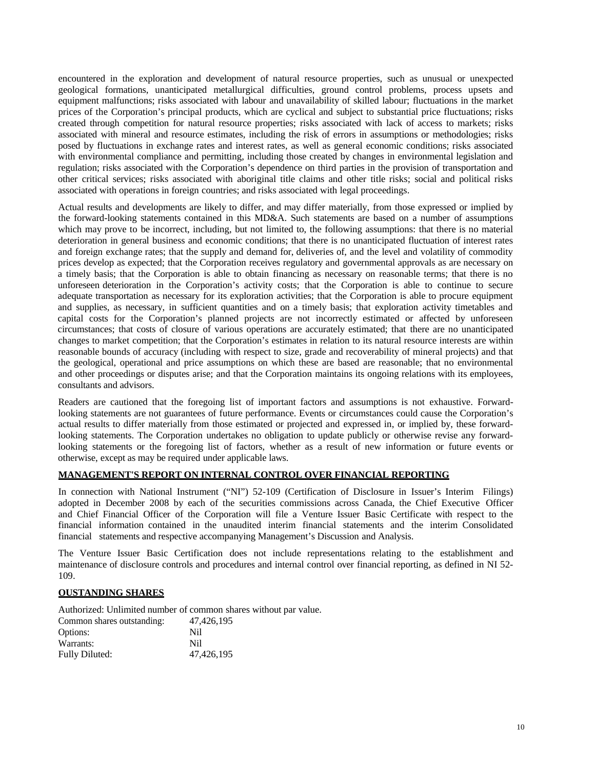encountered in the exploration and development of natural resource properties, such as unusual or unexpected geological formations, unanticipated metallurgical difficulties, ground control problems, process upsets and equipment malfunctions; risks associated with labour and unavailability of skilled labour; fluctuations in the market prices of the Corporation's principal products, which are cyclical and subject to substantial price fluctuations; risks created through competition for natural resource properties; risks associated with lack of access to markets; risks associated with mineral and resource estimates, including the risk of errors in assumptions or methodologies; risks posed by fluctuations in exchange rates and interest rates, as well as general economic conditions; risks associated with environmental compliance and permitting, including those created by changes in environmental legislation and regulation; risks associated with the Corporation's dependence on third parties in the provision of transportation and other critical services; risks associated with aboriginal title claims and other title risks; social and political risks associated with operations in foreign countries; and risks associated with legal proceedings.

Actual results and developments are likely to differ, and may differ materially, from those expressed or implied by the forward-looking statements contained in this MD&A. Such statements are based on a number of assumptions which may prove to be incorrect, including, but not limited to, the following assumptions: that there is no material deterioration in general business and economic conditions; that there is no unanticipated fluctuation of interest rates and foreign exchange rates; that the supply and demand for, deliveries of, and the level and volatility of commodity prices develop as expected; that the Corporation receives regulatory and governmental approvals as are necessary on a timely basis; that the Corporation is able to obtain financing as necessary on reasonable terms; that there is no unforeseen deterioration in the Corporation's activity costs; that the Corporation is able to continue to secure adequate transportation as necessary for its exploration activities; that the Corporation is able to procure equipment and supplies, as necessary, in sufficient quantities and on a timely basis; that exploration activity timetables and capital costs for the Corporation's planned projects are not incorrectly estimated or affected by unforeseen circumstances; that costs of closure of various operations are accurately estimated; that there are no unanticipated changes to market competition; that the Corporation's estimates in relation to its natural resource interests are within reasonable bounds of accuracy (including with respect to size, grade and recoverability of mineral projects) and that the geological, operational and price assumptions on which these are based are reasonable; that no environmental and other proceedings or disputes arise; and that the Corporation maintains its ongoing relations with its employees, consultants and advisors.

Readers are cautioned that the foregoing list of important factors and assumptions is not exhaustive. Forward-looking statements are not guarantees of future performance. Events or circumstances could cause the Corporation's actual results to differ materially from those estimated or projected and expressed in, or implied by, these forward-looking statements. The Corporation undertakes no obligation to update publicly or otherwise revise any forward-looking statements or the foregoing list of factors, whether as a result of new information or future events or otherwise, except as may be required under applicable laws.

## MANAGEMENT'S REPORT ON INTERNAL CONTROL OVER FINANCIAL REPORTING

In connection with National Instrument ("NI") 52-109 (Certification of Disclosure in Issuer's Interim Filings) adopted in December 2008 by each of the securities commissions across Canada, the Chief Executive Officer and Chief Financial Officer of the Corporation will file a Venture Issuer Basic Certificate with respect to the financial information contained in the unaudited interim financial statements and the interim Consolidated financial statements and respective accompanying Management's Discussion and Analysis.

The Venture Issuer Basic Certification does not include representations relating to the establishment and maintenance of disclosure controls and procedures and internal control over financial reporting, as defined in NI 52-109.

## OUSTANDING SHARES

Authorized: Unlimited number of common shares without par value.

| | |
|---|---|
| Common shares outstanding: | 47,426,195 |
| Options: | Nil |
| Warrants: | Nil |
| Fully Diluted: | 47,426,195 |